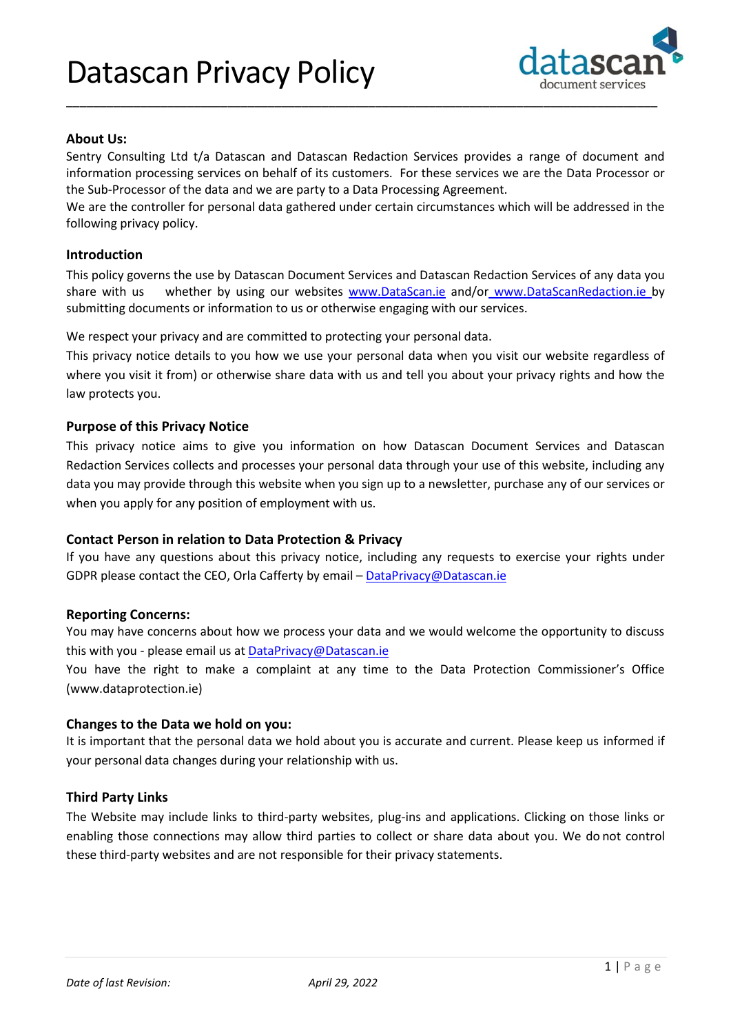# Datascan Privacy Policy

### About Us:

Sentry Consulting Ltd t/a Datascan and Datascan Redaction Services provides a range of document and information processing services on behalf of its customers. For these services we are the Data Processor or the Sub-Processor of the data and we are party to a Data Processing Agreement.
We are the controller for personal data gathered under certain circumstances which will be addressed in the following privacy policy.

### Introduction

This policy governs the use by Datascan Document Services and Datascan Redaction Services of any data you share with us whether by using our websites www.DataScan.ie and/or www.DataScanRedaction.ie by submitting documents or information to us or otherwise engaging with our services.

We respect your privacy and are committed to protecting your personal data.
This privacy notice details to you how we use your personal data when you visit our website regardless of where you visit it from) or otherwise share data with us and tell you about your privacy rights and how the law protects you.

### Purpose of this Privacy Notice

This privacy notice aims to give you information on how Datascan Document Services and Datascan Redaction Services collects and processes your personal data through your use of this website, including any data you may provide through this website when you sign up to a newsletter, purchase any of our services or when you apply for any position of employment with us.

### Contact Person in relation to Data Protection & Privacy

If you have any questions about this privacy notice, including any requests to exercise your rights under GDPR please contact the CEO, Orla Cafferty by email – DataPrivacy@Datascan.ie

### Reporting Concerns:

You may have concerns about how we process your data and we would welcome the opportunity to discuss this with you - please email us at DataPrivacy@Datascan.ie
You have the right to make a complaint at any time to the Data Protection Commissioner's Office (www.dataprotection.ie)

### Changes to the Data we hold on you:

It is important that the personal data we hold about you is accurate and current. Please keep us informed if your personal data changes during your relationship with us.

### Third Party Links

The Website may include links to third-party websites, plug-ins and applications. Clicking on those links or enabling those connections may allow third parties to collect or share data about you. We do not control these third-party websites and are not responsible for their privacy statements.

*Date of last Revision:* *April 29, 2022*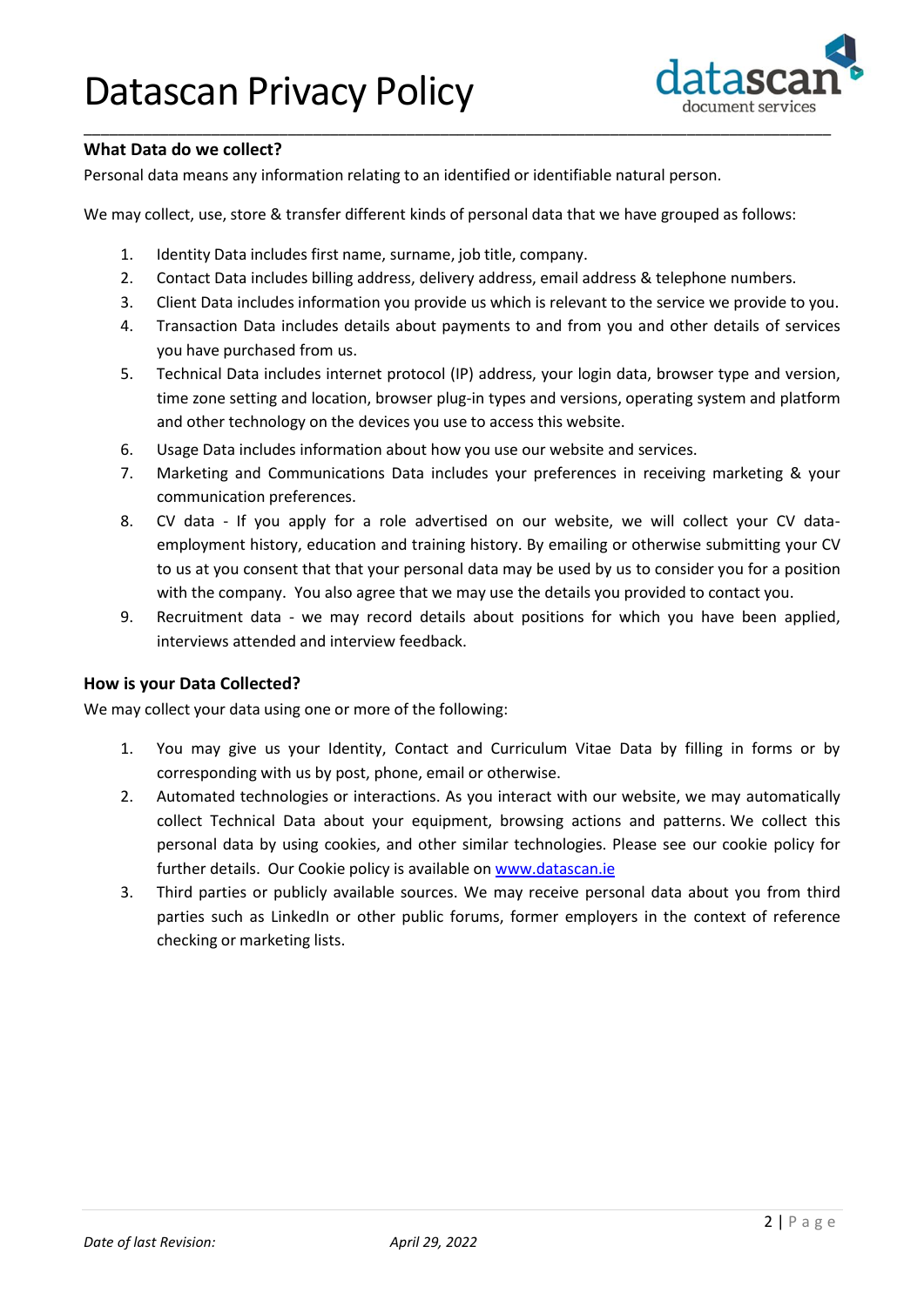## What Data do we collect?

Personal data means any information relating to an identified or identifiable natural person.

We may collect, use, store & transfer different kinds of personal data that we have grouped as follows:

1. Identity Data includes first name, surname, job title, company.
2. Contact Data includes billing address, delivery address, email address & telephone numbers.
3. Client Data includes information you provide us which is relevant to the service we provide to you.
4. Transaction Data includes details about payments to and from you and other details of services you have purchased from us.
5. Technical Data includes internet protocol (IP) address, your login data, browser type and version, time zone setting and location, browser plug-in types and versions, operating system and platform and other technology on the devices you use to access this website.
6. Usage Data includes information about how you use our website and services.
7. Marketing and Communications Data includes your preferences in receiving marketing & your communication preferences.
8. CV data - If you apply for a role advertised on our website, we will collect your CV data-employment history, education and training history. By emailing or otherwise submitting your CV to us at you consent that that your personal data may be used by us to consider you for a position with the company. You also agree that we may use the details you provided to contact you.
9. Recruitment data - we may record details about positions for which you have been applied, interviews attended and interview feedback.

## How is your Data Collected?

We may collect your data using one or more of the following:

1. You may give us your Identity, Contact and Curriculum Vitae Data by filling in forms or by corresponding with us by post, phone, email or otherwise.
2. Automated technologies or interactions. As you interact with our website, we may automatically collect Technical Data about your equipment, browsing actions and patterns. We collect this personal data by using cookies, and other similar technologies. Please see our cookie policy for further details. Our Cookie policy is available on [www.datascan.ie](http://www.datascan.ie)
3. Third parties or publicly available sources. We may receive personal data about you from third parties such as LinkedIn or other public forums, former employers in the context of reference checking or marketing lists.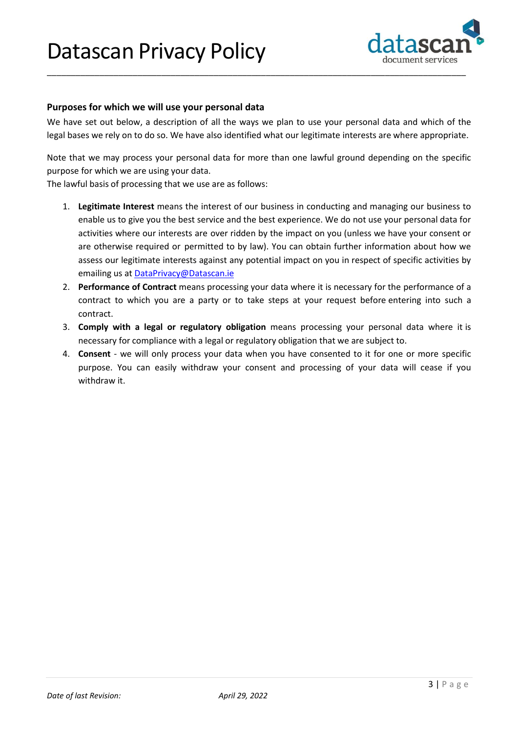## Purposes for which we will use your personal data

We have set out below, a description of all the ways we plan to use your personal data and which of the legal bases we rely on to do so. We have also identified what our legitimate interests are where appropriate.

Note that we may process your personal data for more than one lawful ground depending on the specific purpose for which we are using your data.
The lawful basis of processing that we use are as follows:

1. **Legitimate Interest** means the interest of our business in conducting and managing our business to enable us to give you the best service and the best experience. We do not use your personal data for activities where our interests are over ridden by the impact on you (unless we have your consent or are otherwise required or permitted to by law). You can obtain further information about how we assess our legitimate interests against any potential impact on you in respect of specific activities by emailing us at DataPrivacy@Datascan.ie
2. **Performance of Contract** means processing your data where it is necessary for the performance of a contract to which you are a party or to take steps at your request before entering into such a contract.
3. **Comply with a legal or regulatory obligation** means processing your personal data where it is necessary for compliance with a legal or regulatory obligation that we are subject to.
4. **Consent** - we will only process your data when you have consented to it for one or more specific purpose. You can easily withdraw your consent and processing of your data will cease if you withdraw it.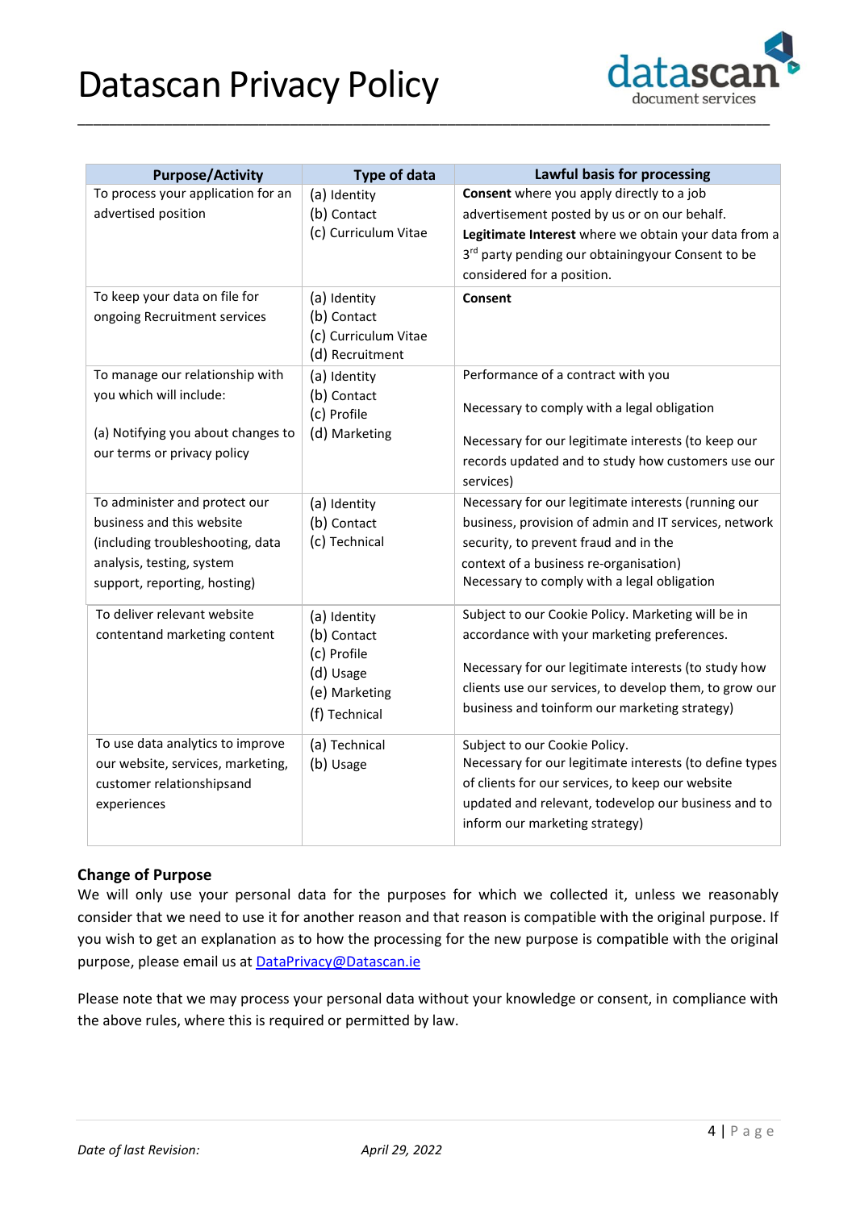| Purpose/Activity | Type of data | Lawful basis for processing |
|---|---|---|
| To process your application for an advertised position | (a) Identity<br>(b) Contact<br>(c) Curriculum Vitae | **Consent** where you apply directly to a job advertisement posted by us or on our behalf.<br>**Legitimate Interest** where we obtain your data from a 3rd party pending our obtainingyour Consent to be considered for a position. |
| To keep your data on file for ongoing Recruitment services | (a) Identity<br>(b) Contact<br>(c) Curriculum Vitae<br>(d) Recruitment | **Consent** |
| To manage our relationship with you which will include:<br><br>(a) Notifying you about changes to our terms or privacy policy | (a) Identity<br>(b) Contact<br>(c) Profile<br>(d) Marketing | Performance of a contract with you<br><br>Necessary to comply with a legal obligation<br><br>Necessary for our legitimate interests (to keep our records updated and to study how customers use our services) |
| To administer and protect our business and this website (including troubleshooting, data analysis, testing, system support, reporting, hosting) | (a) Identity<br>(b) Contact<br>(c) Technical | Necessary for our legitimate interests (running our business, provision of admin and IT services, network security, to prevent fraud and in the context of a business re-organisation)<br>Necessary to comply with a legal obligation |
| To deliver relevant website contentand marketing content | (a) Identity<br>(b) Contact<br>(c) Profile<br>(d) Usage<br>(e) Marketing<br>(f) Technical | Subject to our Cookie Policy. Marketing will be in accordance with your marketing preferences.<br><br>Necessary for our legitimate interests (to study how clients use our services, to develop them, to grow our business and toinform our marketing strategy) |
| To use data analytics to improve our website, services, marketing, customer relationshipsand experiences | (a) Technical<br>(b) Usage | Subject to our Cookie Policy.<br>Necessary for our legitimate interests (to define types of clients for our services, to keep our website updated and relevant, todevelop our business and to inform our marketing strategy) |

### Change of Purpose

We will only use your personal data for the purposes for which we collected it, unless we reasonably consider that we need to use it for another reason and that reason is compatible with the original purpose. If you wish to get an explanation as to how the processing for the new purpose is compatible with the original purpose, please email us at [DataPrivacy@Datascan.ie](mailto:DataPrivacy@Datascan.ie)

Please note that we may process your personal data without your knowledge or consent, in compliance with the above rules, where this is required or permitted by law.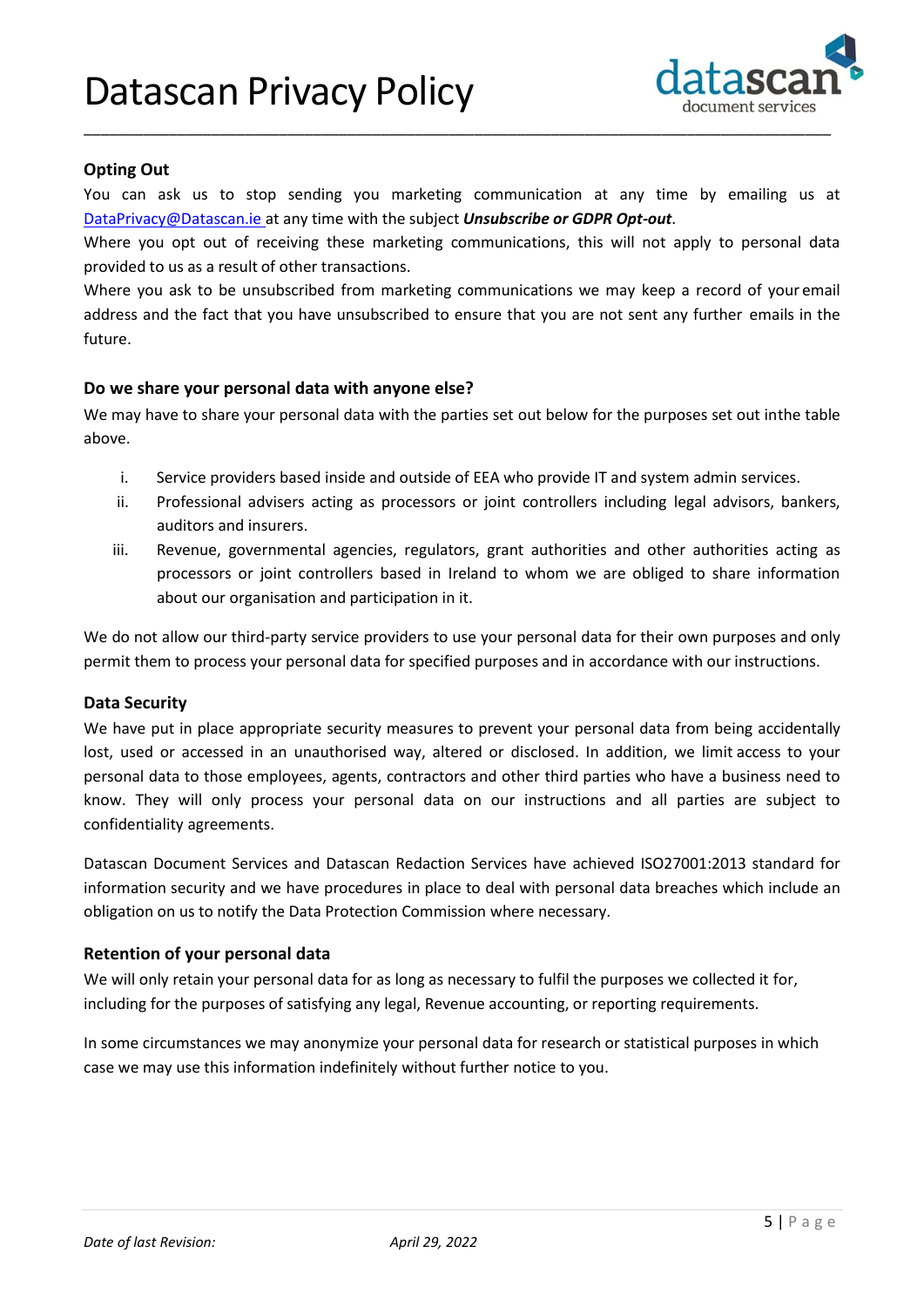### Opting Out

You can ask us to stop sending you marketing communication at any time by emailing us at DataPrivacy@Datascan.ie at any time with the subject ***Unsubscribe or GDPR Opt-out***.

Where you opt out of receiving these marketing communications, this will not apply to personal data provided to us as a result of other transactions.

Where you ask to be unsubscribed from marketing communications we may keep a record of your email address and the fact that you have unsubscribed to ensure that you are not sent any further emails in the future.

### Do we share your personal data with anyone else?

We may have to share your personal data with the parties set out below for the purposes set out inthe table above.

i. Service providers based inside and outside of EEA who provide IT and system admin services.
ii. Professional advisers acting as processors or joint controllers including legal advisors, bankers, auditors and insurers.
iii. Revenue, governmental agencies, regulators, grant authorities and other authorities acting as processors or joint controllers based in Ireland to whom we are obliged to share information about our organisation and participation in it.

We do not allow our third-party service providers to use your personal data for their own purposes and only permit them to process your personal data for specified purposes and in accordance with our instructions.

### Data Security

We have put in place appropriate security measures to prevent your personal data from being accidentally lost, used or accessed in an unauthorised way, altered or disclosed. In addition, we limit access to your personal data to those employees, agents, contractors and other third parties who have a business need to know. They will only process your personal data on our instructions and all parties are subject to confidentiality agreements.

Datascan Document Services and Datascan Redaction Services have achieved ISO27001:2013 standard for information security and we have procedures in place to deal with personal data breaches which include an obligation on us to notify the Data Protection Commission where necessary.

### Retention of your personal data

We will only retain your personal data for as long as necessary to fulfil the purposes we collected it for, including for the purposes of satisfying any legal, Revenue accounting, or reporting requirements.

In some circumstances we may anonymize your personal data for research or statistical purposes in which case we may use this information indefinitely without further notice to you.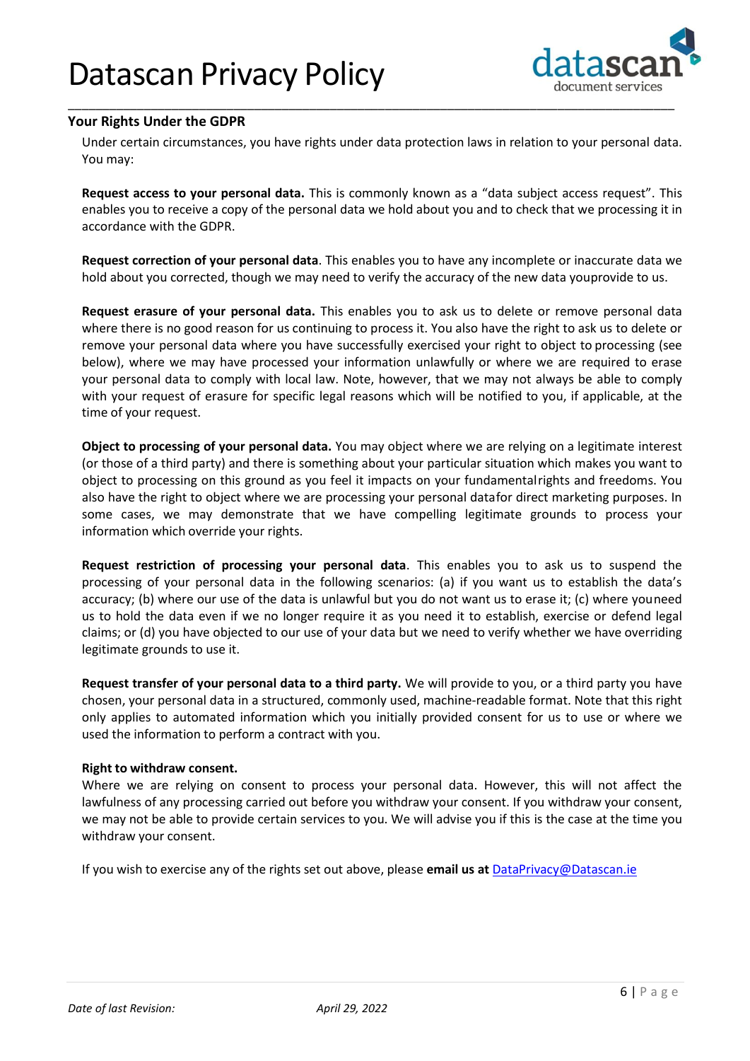## Your Rights Under the GDPR

Under certain circumstances, you have rights under data protection laws in relation to your personal data. You may:

**Request access to your personal data.** This is commonly known as a "data subject access request". This enables you to receive a copy of the personal data we hold about you and to check that we processing it in accordance with the GDPR.

**Request correction of your personal data**. This enables you to have any incomplete or inaccurate data we hold about you corrected, though we may need to verify the accuracy of the new data youprovide to us.

**Request erasure of your personal data.** This enables you to ask us to delete or remove personal data where there is no good reason for us continuing to process it. You also have the right to ask us to delete or remove your personal data where you have successfully exercised your right to object to processing (see below), where we may have processed your information unlawfully or where we are required to erase your personal data to comply with local law. Note, however, that we may not always be able to comply with your request of erasure for specific legal reasons which will be notified to you, if applicable, at the time of your request.

**Object to processing of your personal data.** You may object where we are relying on a legitimate interest (or those of a third party) and there is something about your particular situation which makes you want to object to processing on this ground as you feel it impacts on your fundamentalrights and freedoms. You also have the right to object where we are processing your personal datafor direct marketing purposes. In some cases, we may demonstrate that we have compelling legitimate grounds to process your information which override your rights.

**Request restriction of processing your personal data**. This enables you to ask us to suspend the processing of your personal data in the following scenarios: (a) if you want us to establish the data's accuracy; (b) where our use of the data is unlawful but you do not want us to erase it; (c) where youneed us to hold the data even if we no longer require it as you need it to establish, exercise or defend legal claims; or (d) you have objected to our use of your data but we need to verify whether we have overriding legitimate grounds to use it.

**Request transfer of your personal data to a third party.** We will provide to you, or a third party you have chosen, your personal data in a structured, commonly used, machine-readable format. Note that this right only applies to automated information which you initially provided consent for us to use or where we used the information to perform a contract with you.

**Right to withdraw consent.**

Where we are relying on consent to process your personal data. However, this will not affect the lawfulness of any processing carried out before you withdraw your consent. If you withdraw your consent, we may not be able to provide certain services to you. We will advise you if this is the case at the time you withdraw your consent.

If you wish to exercise any of the rights set out above, please **email us at** DataPrivacy@Datascan.ie

*Date of last Revision:* *April 29, 2022*